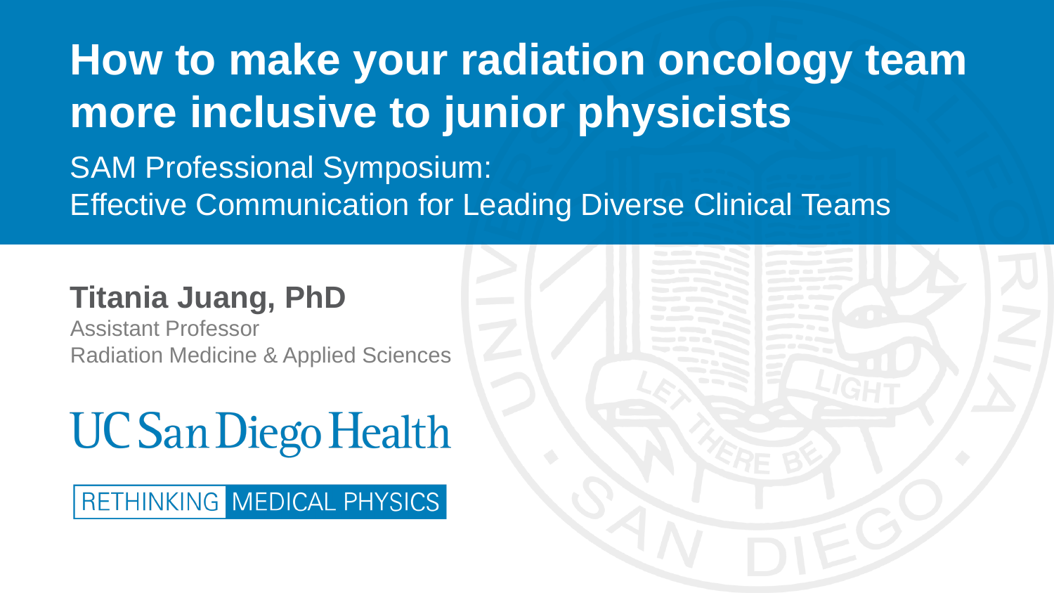# How to make your radiation oncology team more inclusive to junior physicists

SAM Professional Symposium:
Effective Communication for Leading Diverse Clinical Teams

**Titania Juang, PhD**

Assistant Professor
Radiation Medicine & Applied Sciences

UC San Diego Health

RETHINKING MEDICAL PHYSICS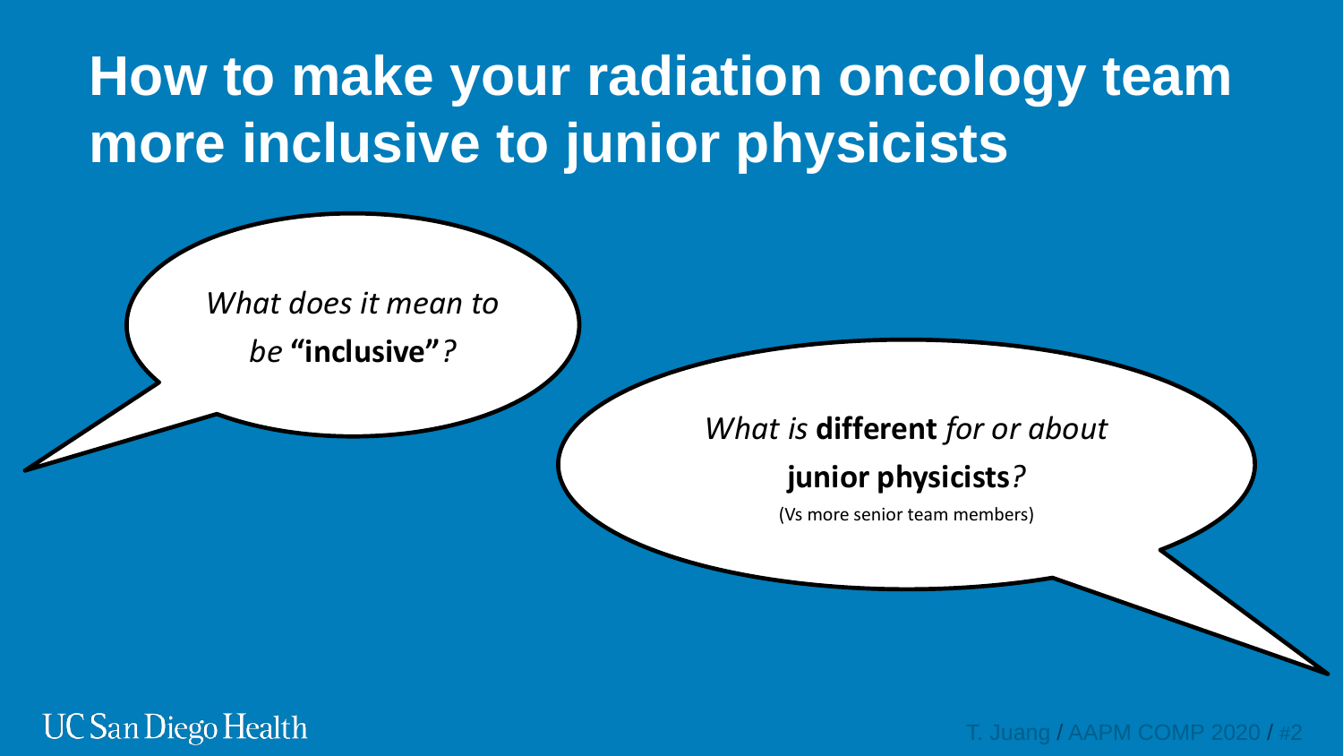# How to make your radiation oncology team more inclusive to junior physicists

*What does it mean to be* **"inclusive"***?*

*What is* **different** *for or about* **junior physicists***?*

(Vs more senior team members)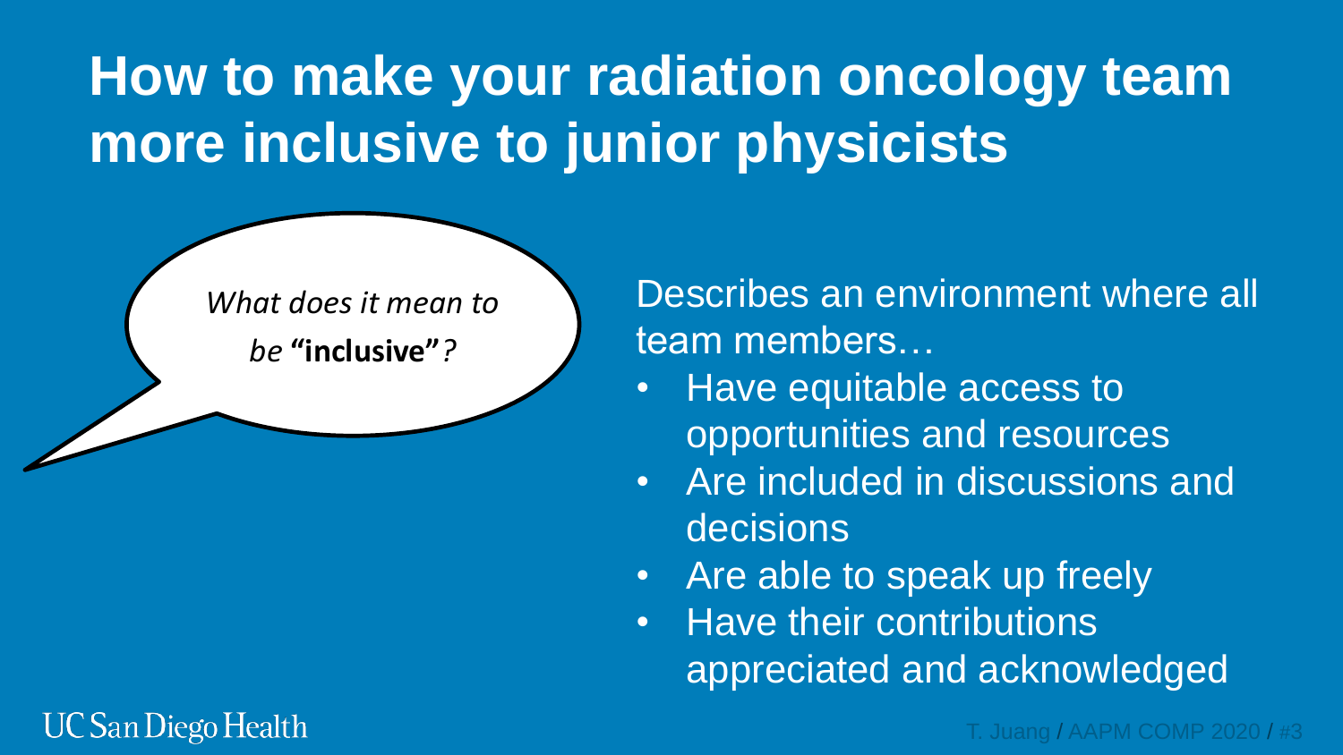# How to make your radiation oncology team more inclusive to junior physicists

*What does it mean to be* **"inclusive"***?*

Describes an environment where all team members…

- Have equitable access to opportunities and resources
- Are included in discussions and decisions
- Are able to speak up freely
- Have their contributions appreciated and acknowledged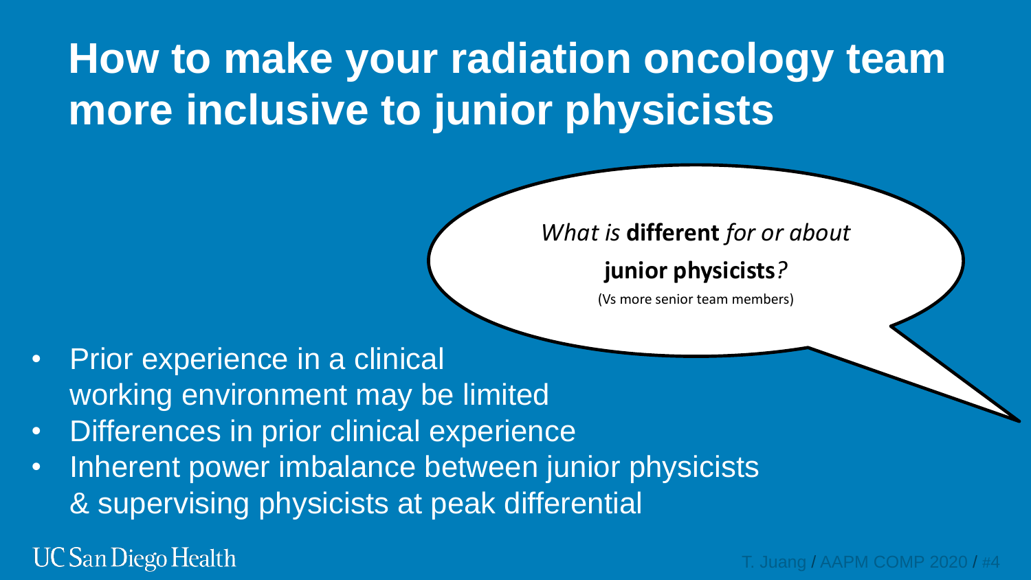# How to make your radiation oncology team more inclusive to junior physicists

*What is* **different** *for or about*

**junior physicists***?*

(Vs more senior team members)

- Prior experience in a clinical working environment may be limited
- Differences in prior clinical experience
- Inherent power imbalance between junior physicists & supervising physicists at peak differential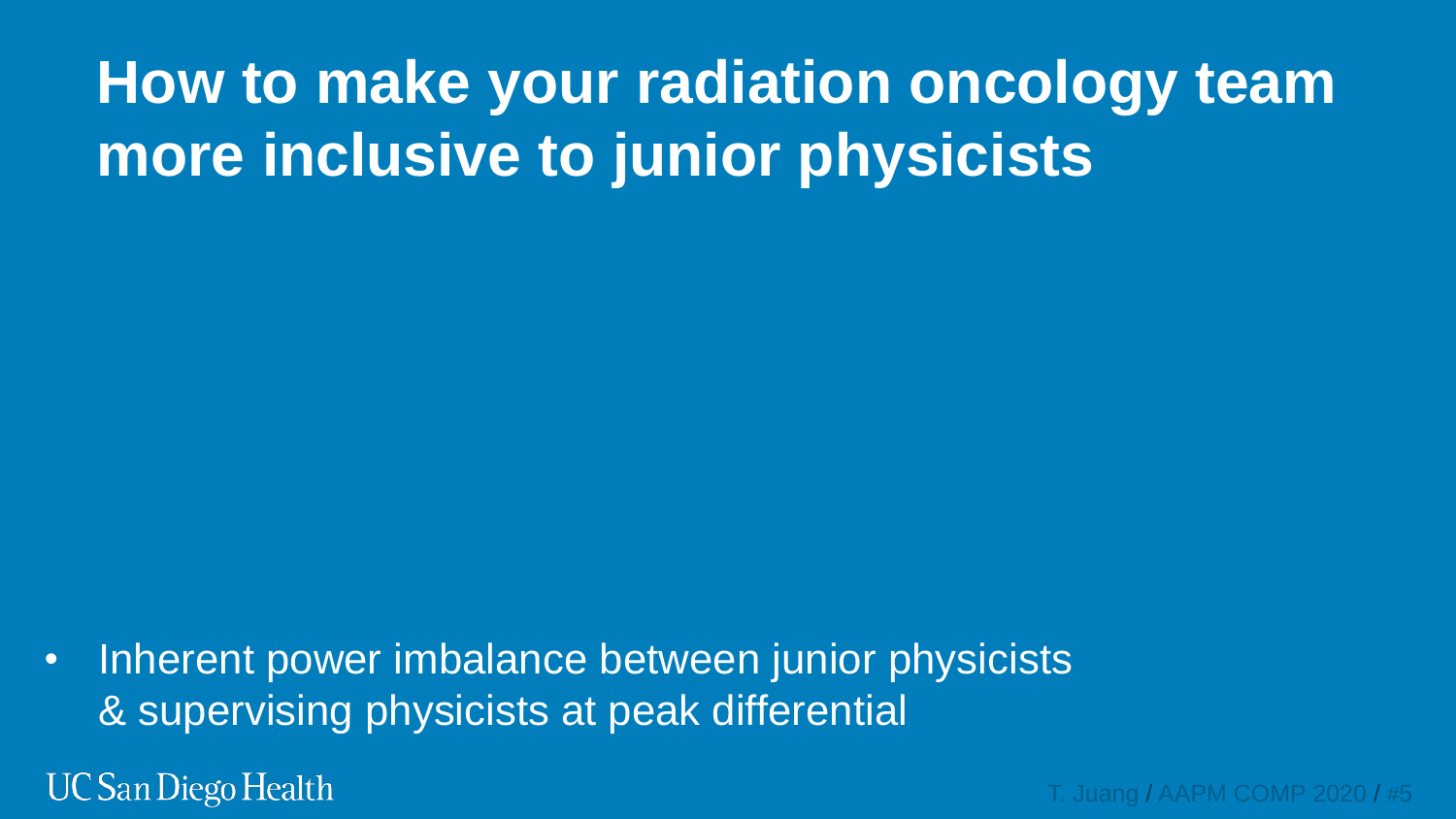# How to make your radiation oncology team more inclusive to junior physicists

- Inherent power imbalance between junior physicists & supervising physicists at peak differential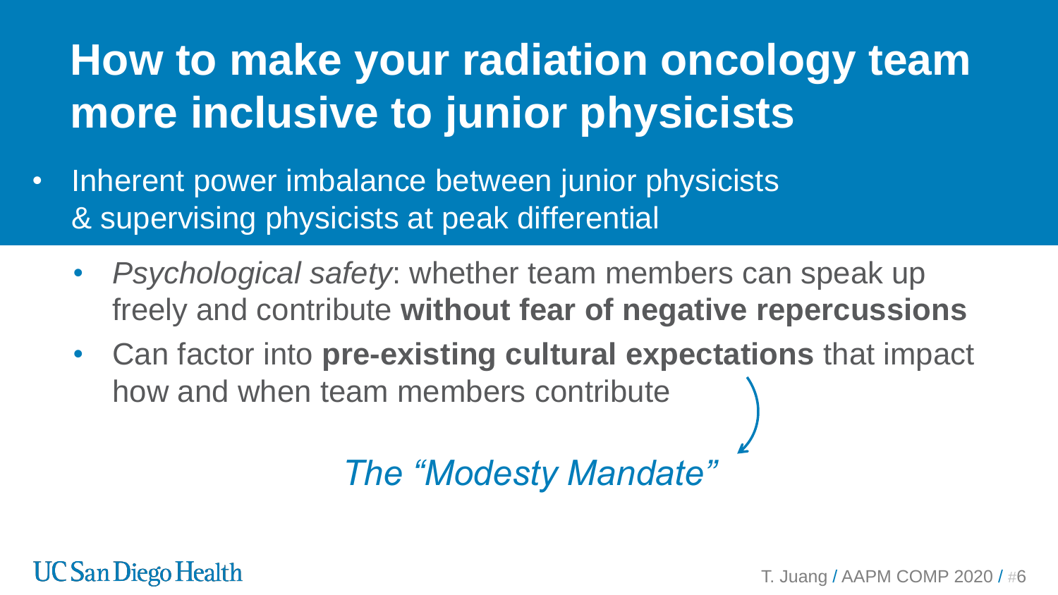# How to make your radiation oncology team more inclusive to junior physicists

- Inherent power imbalance between junior physicists & supervising physicists at peak differential
  - *Psychological safety*: whether team members can speak up freely and contribute **without fear of negative repercussions**
  - Can factor into **pre-existing cultural expectations** that impact how and when team members contribute

*The "Modesty Mandate"*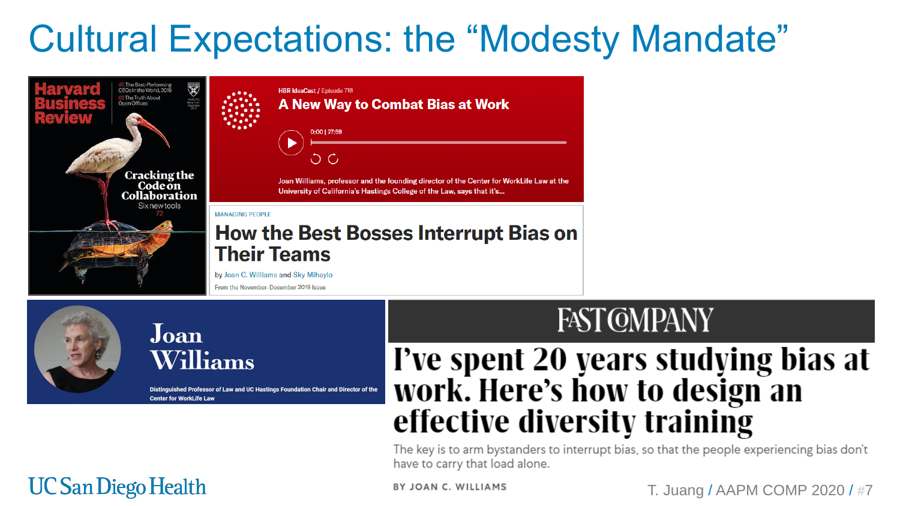# Cultural Expectations: the "Modesty Mandate"

**Harvard Business Review**

45 The Best-Performing CEOs in the World, 2019

82 The Truth About Open Offices

Cracking the Code on Collaboration

Six new tools 72

HBR IdeaCast / Episode 718

## A New Way to Combat Bias at Work

0:00 | 27:59

Joan Williams, professor and the founding director of the Center for WorkLife Law at the University of California's Hastings College of the Law, says that it's...

MANAGING PEOPLE

## How the Best Bosses Interrupt Bias on Their Teams

by Joan C. Williams and Sky Mihaylo

From the November–December 2019 Issue

**Joan Williams**

Distinguished Professor of Law and UC Hastings Foundation Chair and Director of the Center for WorkLife Law

**FAST COMPANY**

## I've spent 20 years studying bias at work. Here's how to design an effective diversity training

The key is to arm bystanders to interrupt bias, so that the people experiencing bias don't have to carry that load alone.

BY JOAN C. WILLIAMS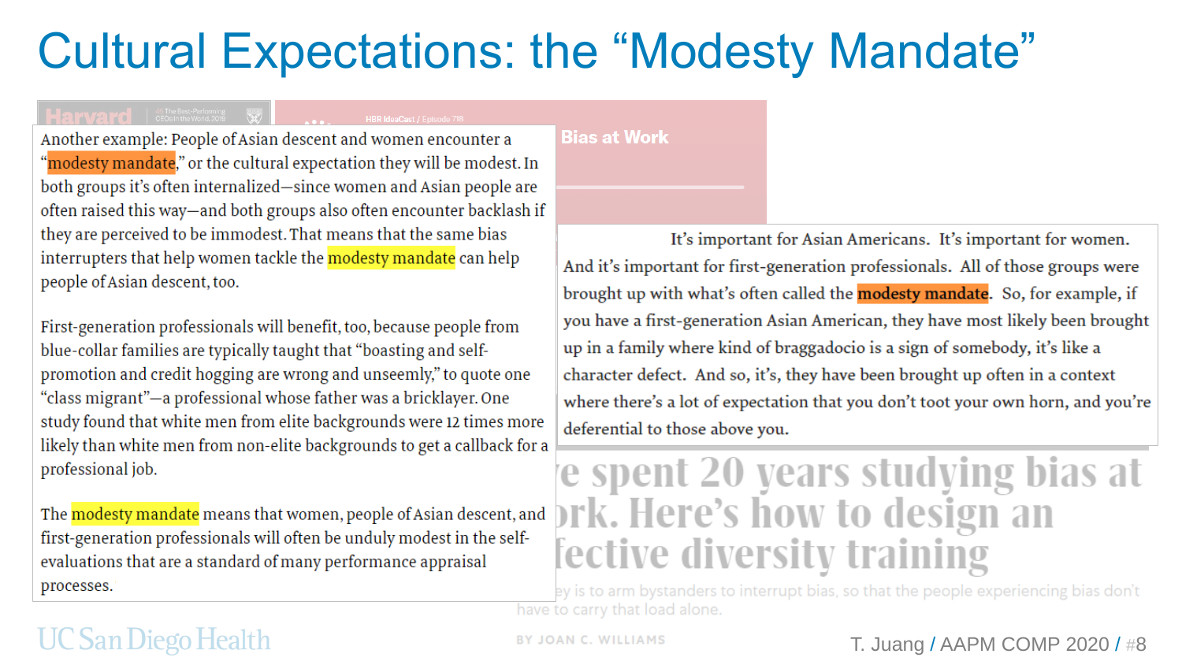# Cultural Expectations: the "Modesty Mandate"

Another example: People of Asian descent and women encounter a "modesty mandate," or the cultural expectation they will be modest. In both groups it's often internalized—since women and Asian people are often raised this way—and both groups also often encounter backlash if they are perceived to be immodest. That means that the same bias interrupters that help women tackle the modesty mandate can help people of Asian descent, too.

First-generation professionals will benefit, too, because people from blue-collar families are typically taught that "boasting and self-promotion and credit hogging are wrong and unseemly," to quote one "class migrant"—a professional whose father was a bricklayer. One study found that white men from elite backgrounds were 12 times more likely than white men from non-elite backgrounds to get a callback for a professional job.

The modesty mandate means that women, people of Asian descent, and first-generation professionals will often be unduly modest in the self-evaluations that are a standard of many performance appraisal processes.

**Bias at Work**

It's important for Asian Americans. It's important for women. And it's important for first-generation professionals. All of those groups were brought up with what's often called the modesty mandate. So, for example, if you have a first-generation Asian American, they have most likely been brought up in a family where kind of braggadocio is a sign of somebody, it's like a character defect. And so, it's, they have been brought up often in a context where there's a lot of expectation that you don't toot your own horn, and you're deferential to those above you.

...e spent 20 years studying bias at ...rk. Here's how to design an ...fective diversity training

...ey is to arm bystanders to interrupt bias, so that the people experiencing bias don't have to carry that load alone.

BY JOAN C. WILLIAMS

UC San Diego Health

T. Juang / AAPM COMP 2020 / #8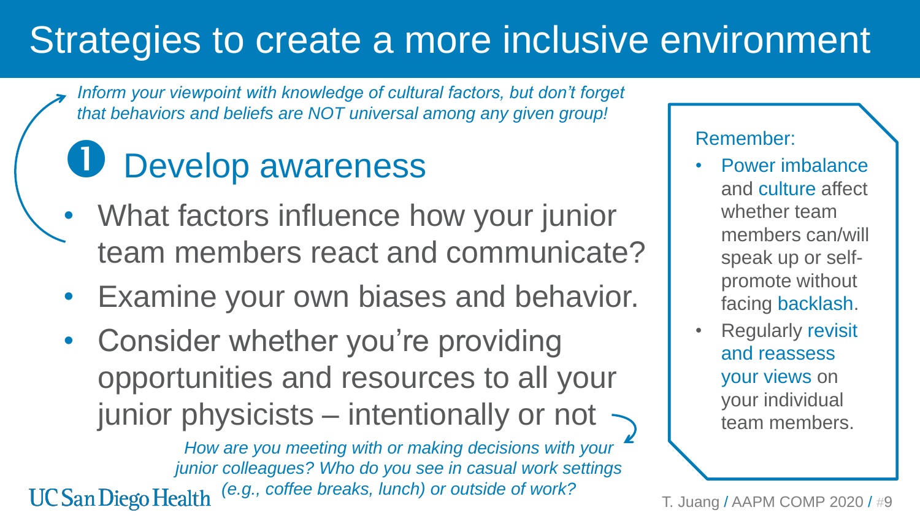# Strategies to create a more inclusive environment

*Inform your viewpoint with knowledge of cultural factors, but don't forget that behaviors and beliefs are NOT universal among any given group!*

## ❶ Develop awareness

- What factors influence how your junior team members react and communicate?
- Examine your own biases and behavior.
- Consider whether you're providing opportunities and resources to all your junior physicists – intentionally or not

*How are you meeting with or making decisions with your junior colleagues? Who do you see in casual work settings (e.g., coffee breaks, lunch) or outside of work?*

Remember:

- Power imbalance and culture affect whether team members can/will speak up or self-promote without facing backlash.
- Regularly revisit and reassess your views on your individual team members.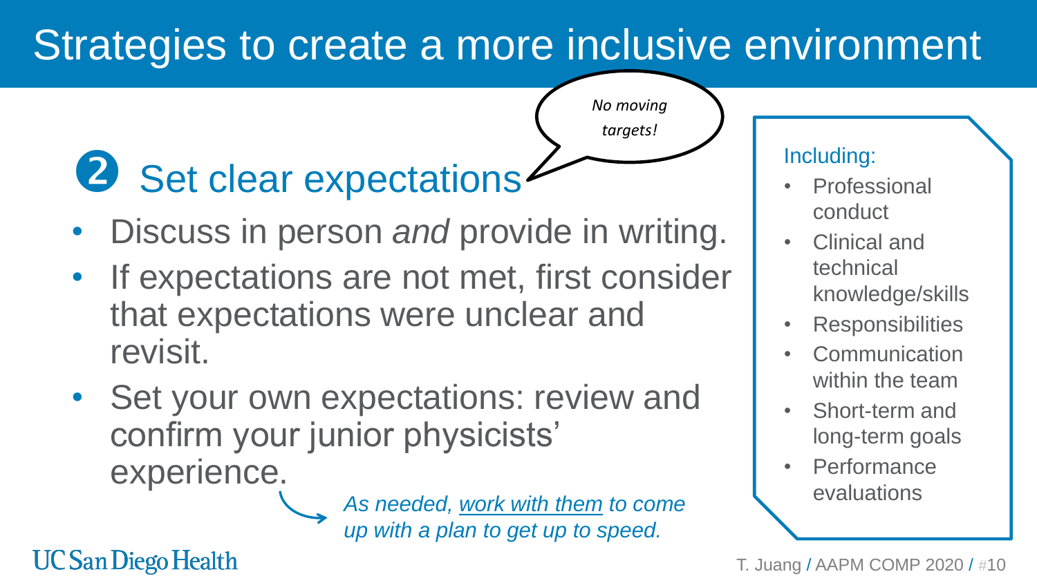# Strategies to create a more inclusive environment

## ❷ Set clear expectations

*No moving targets!*

- Discuss in person *and* provide in writing.
- If expectations are not met, first consider that expectations were unclear and revisit.
- Set your own expectations: review and confirm your junior physicists' experience.

*As needed, work with them to come up with a plan to get up to speed.*

Including:

- Professional conduct
- Clinical and technical knowledge/skills
- Responsibilities
- Communication within the team
- Short-term and long-term goals
- Performance evaluations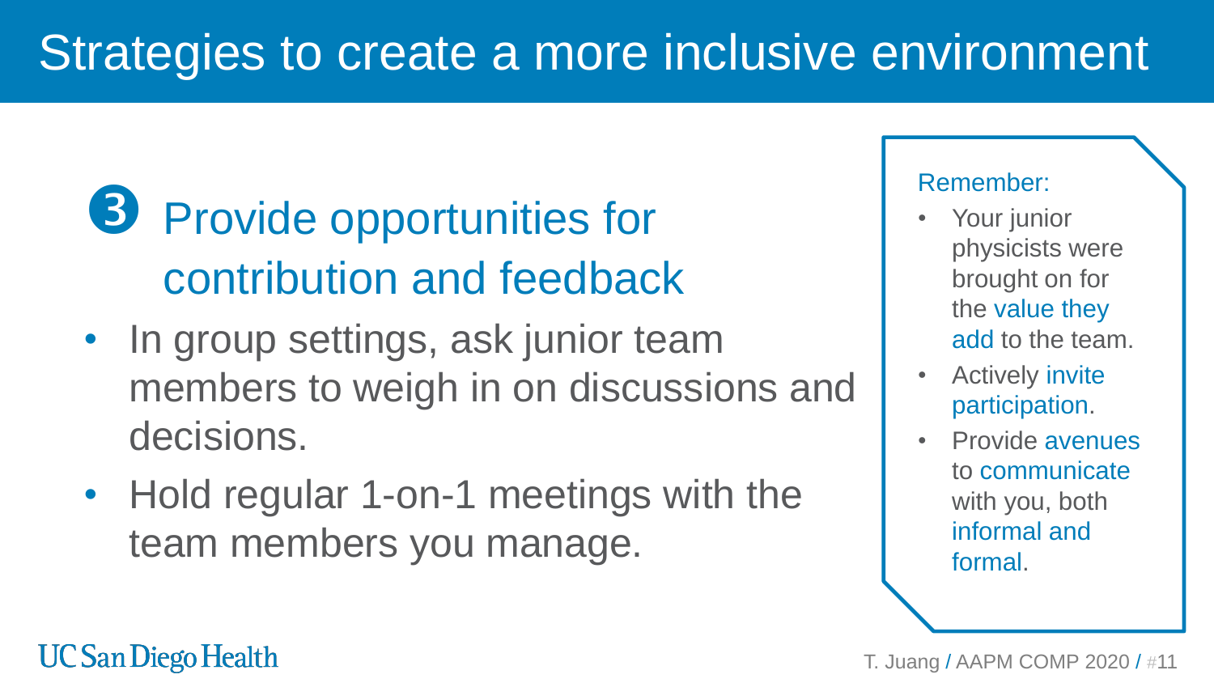# Strategies to create a more inclusive environment

## ❸ Provide opportunities for contribution and feedback

- In group settings, ask junior team members to weigh in on discussions and decisions.
- Hold regular 1-on-1 meetings with the team members you manage.

Remember:

- Your junior physicists were brought on for the value they add to the team.
- Actively invite participation.
- Provide avenues to communicate with you, both informal and formal.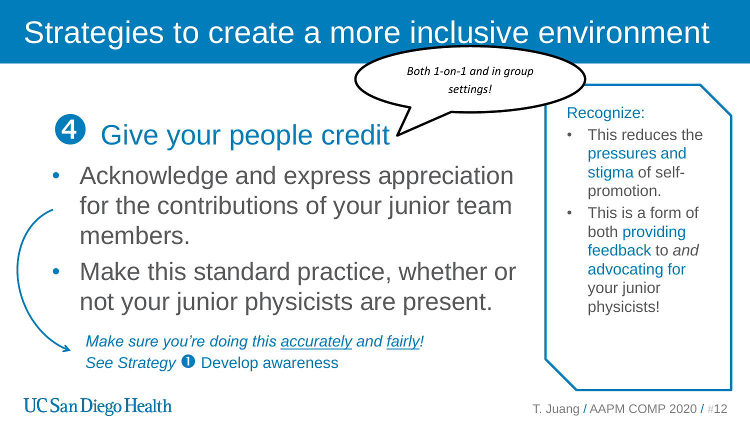# Strategies to create a more inclusive environment

*Both 1-on-1 and in group settings!*

## ❹ Give your people credit

- Acknowledge and express appreciation for the contributions of your junior team members.
- Make this standard practice, whether or not your junior physicists are present.

*Make sure you're doing this accurately and fairly!*
*See Strategy* ❶ Develop awareness

Recognize:

- This reduces the pressures and stigma of self-promotion.
- This is a form of both providing feedback to *and* advocating for your junior physicists!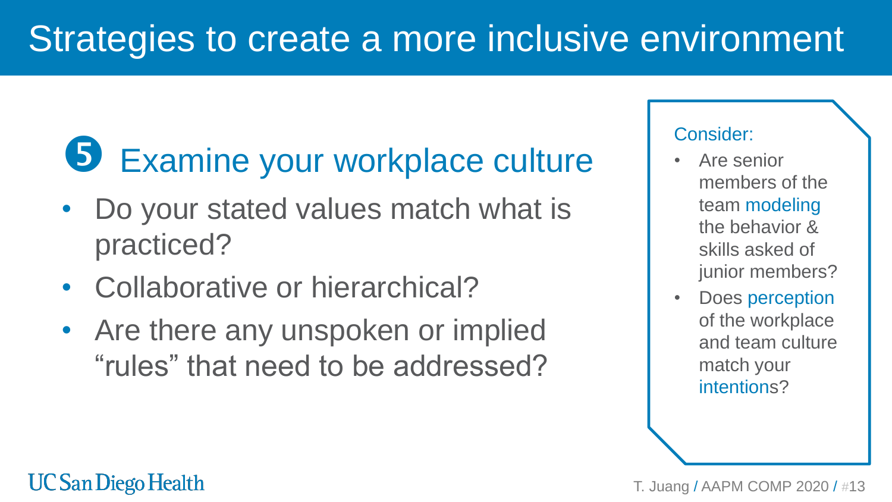# Strategies to create a more inclusive environment

## ❺ Examine your workplace culture

- Do your stated values match what is practiced?
- Collaborative or hierarchical?
- Are there any unspoken or implied "rules" that need to be addressed?

Consider:

- Are senior members of the team modeling the behavior & skills asked of junior members?
- Does perception of the workplace and team culture match your intentions?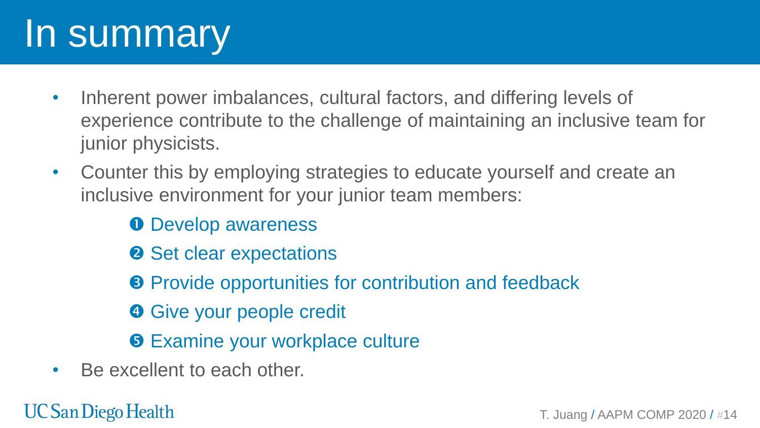# In summary

- Inherent power imbalances, cultural factors, and differing levels of experience contribute to the challenge of maintaining an inclusive team for junior physicists.
- Counter this by employing strategies to educate yourself and create an inclusive environment for your junior team members:
    1. Develop awareness
    2. Set clear expectations
    3. Provide opportunities for contribution and feedback
    4. Give your people credit
    5. Examine your workplace culture
- Be excellent to each other.

UC San Diego Health

T. Juang / AAPM COMP 2020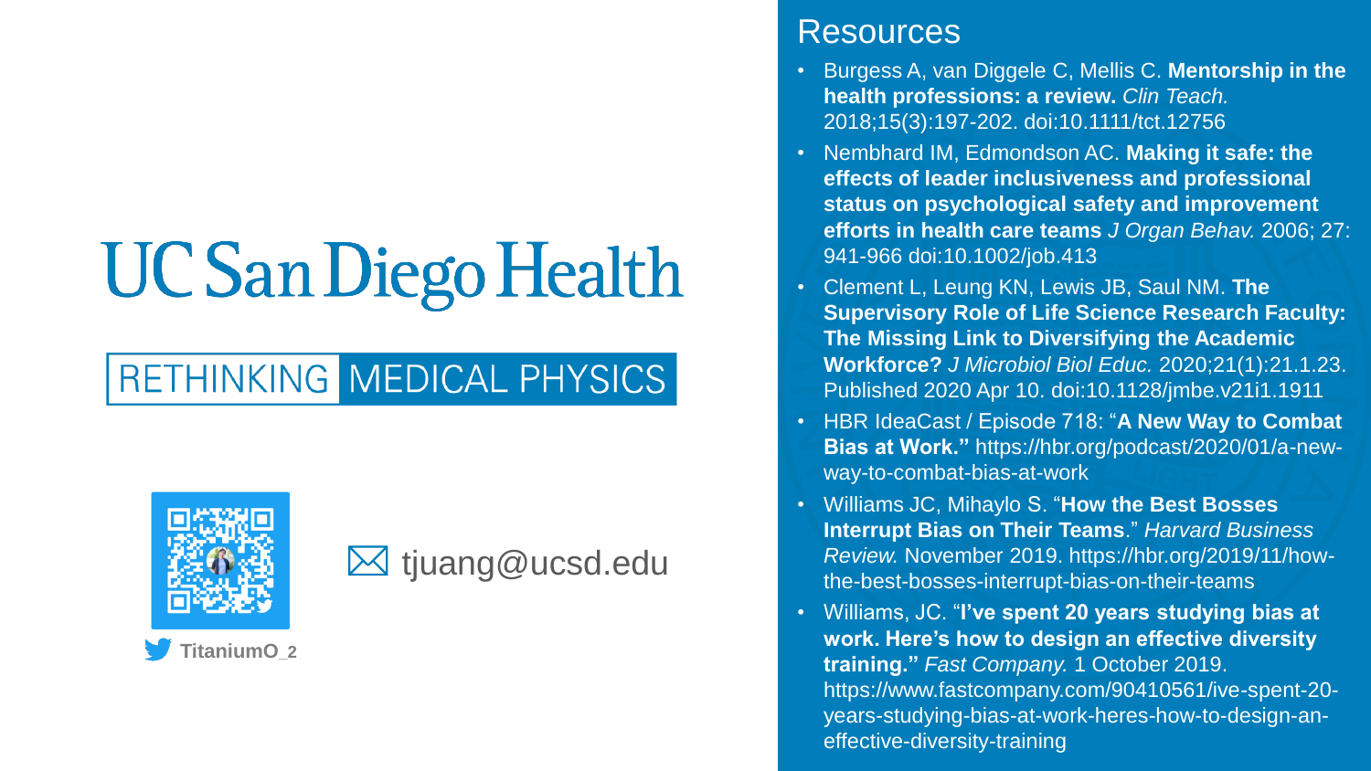UC San Diego Health

RETHINKING MEDICAL PHYSICS

tjuang@ucsd.edu

TitaniumO_2

# Resources

- Burgess A, van Diggele C, Mellis C. **Mentorship in the health professions: a review.** *Clin Teach.* 2018;15(3):197-202. doi:10.1111/tct.12756
- Nembhard IM, Edmondson AC. **Making it safe: the effects of leader inclusiveness and professional status on psychological safety and improvement efforts in health care teams** *J Organ Behav.* 2006; 27: 941-966 doi:10.1002/job.413
- Clement L, Leung KN, Lewis JB, Saul NM. **The Supervisory Role of Life Science Research Faculty: The Missing Link to Diversifying the Academic Workforce?** *J Microbiol Biol Educ.* 2020;21(1):21.1.23. Published 2020 Apr 10. doi:10.1128/jmbe.v21i1.1911
- HBR IdeaCast / Episode 718: "**A New Way to Combat Bias at Work.**" https://hbr.org/podcast/2020/01/a-new-way-to-combat-bias-at-work
- Williams JC, Mihaylo S. "**How the Best Bosses Interrupt Bias on Their Teams**." *Harvard Business Review.* November 2019. https://hbr.org/2019/11/how-the-best-bosses-interrupt-bias-on-their-teams
- Williams, JC. "**I've spent 20 years studying bias at work. Here's how to design an effective diversity training.**" *Fast Company.* 1 October 2019. https://www.fastcompany.com/90410561/ive-spent-20-years-studying-bias-at-work-heres-how-to-design-an-effective-diversity-training